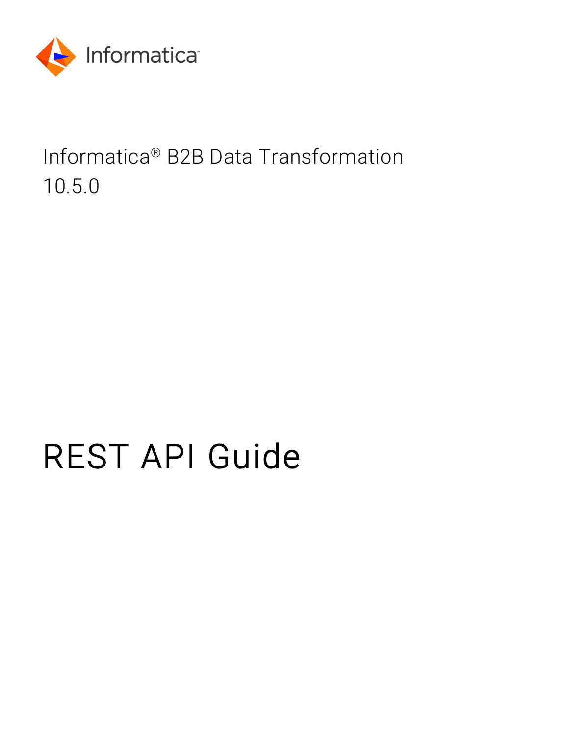Informatica

Informatica® B2B Data Transformation
10.5.0

# REST API Guide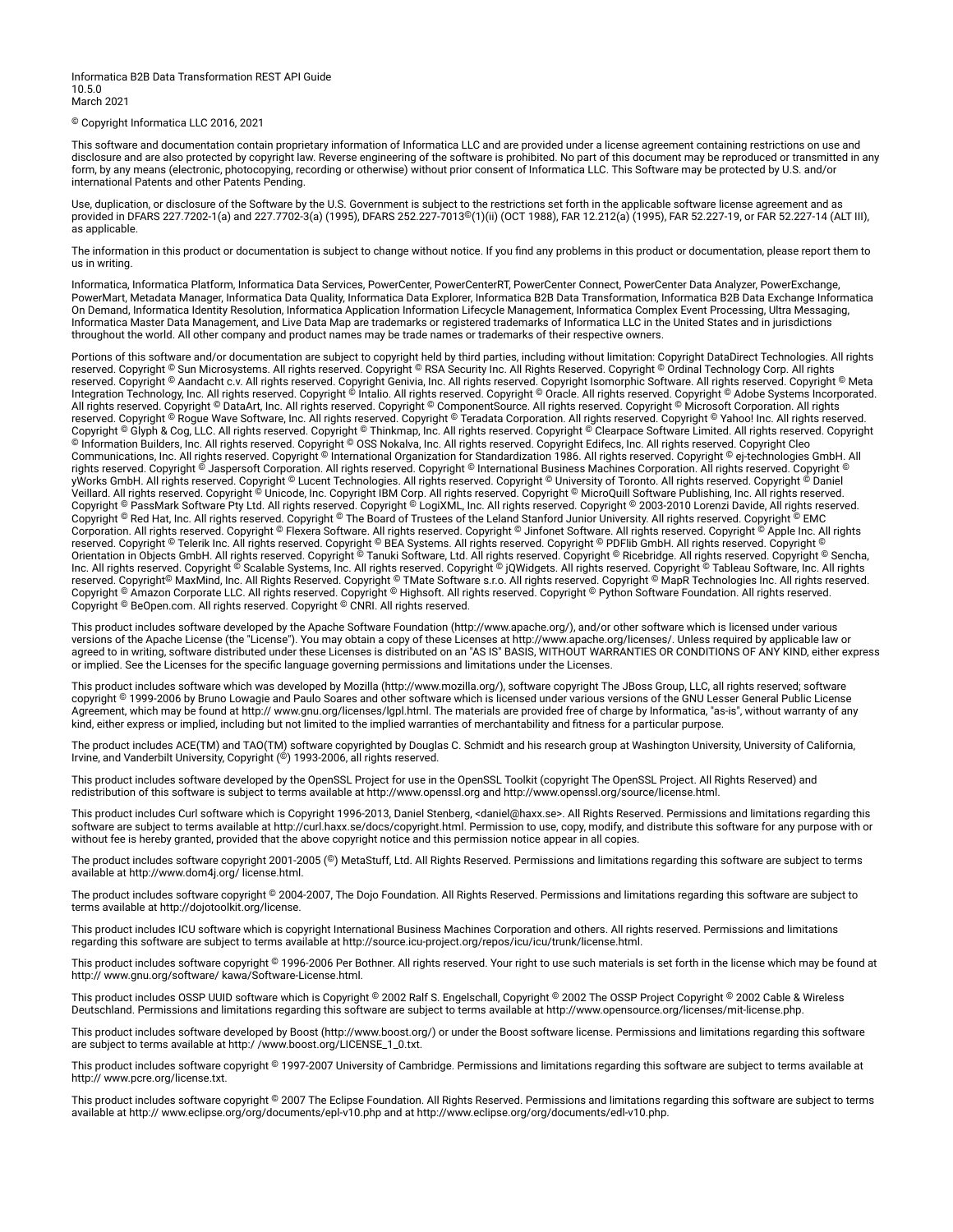Informatica B2B Data Transformation REST API Guide
10.5.0
March 2021

© Copyright Informatica LLC 2016, 2021

This software and documentation contain proprietary information of Informatica LLC and are provided under a license agreement containing restrictions on use and disclosure and are also protected by copyright law. Reverse engineering of the software is prohibited. No part of this document may be reproduced or transmitted in any form, by any means (electronic, photocopying, recording or otherwise) without prior consent of Informatica LLC. This Software may be protected by U.S. and/or international Patents and other Patents Pending.

Use, duplication, or disclosure of the Software by the U.S. Government is subject to the restrictions set forth in the applicable software license agreement and as provided in DFARS 227.7202-1(a) and 227.7702-3(a) (1995), DFARS 252.227-7013©(1)(ii) (OCT 1988), FAR 12.212(a) (1995), FAR 52.227-19, or FAR 52.227-14 (ALT III), as applicable.

The information in this product or documentation is subject to change without notice. If you find any problems in this product or documentation, please report them to us in writing.

Informatica, Informatica Platform, Informatica Data Services, PowerCenter, PowerCenterRT, PowerCenter Connect, PowerCenter Data Analyzer, PowerExchange, PowerMart, Metadata Manager, Informatica Data Quality, Informatica Data Explorer, Informatica B2B Data Transformation, Informatica B2B Data Exchange Informatica On Demand, Informatica Identity Resolution, Informatica Application Information Lifecycle Management, Informatica Complex Event Processing, Ultra Messaging, Informatica Master Data Management, and Live Data Map are trademarks or registered trademarks of Informatica LLC in the United States and in jurisdictions throughout the world. All other company and product names may be trade names or trademarks of their respective owners.

Portions of this software and/or documentation are subject to copyright held by third parties, including without limitation: Copyright DataDirect Technologies. All rights reserved. Copyright © Sun Microsystems. All rights reserved. Copyright © RSA Security Inc. All Rights Reserved. Copyright © Ordinal Technology Corp. All rights reserved. Copyright © Aandacht c.v. All rights reserved. Copyright Genivia, Inc. All rights reserved. Copyright Isomorphic Software. All rights reserved. Copyright © Meta Integration Technology, Inc. All rights reserved. Copyright © Intalio. All rights reserved. Copyright © Oracle. All rights reserved. Copyright © Adobe Systems Incorporated. All rights reserved. Copyright © DataArt, Inc. All rights reserved. Copyright © ComponentSource. All rights reserved. Copyright © Microsoft Corporation. All rights reserved. Copyright © Rogue Wave Software, Inc. All rights reserved. Copyright © Teradata Corporation. All rights reserved. Copyright © Yahoo! Inc. All rights reserved. Copyright © Glyph & Cog, LLC. All rights reserved. Copyright © Thinkmap, Inc. All rights reserved. Copyright © Clearpace Software Limited. All rights reserved. Copyright © Information Builders, Inc. All rights reserved. Copyright © OSS Nokalva, Inc. All rights reserved. Copyright Edifecs, Inc. All rights reserved. Copyright Cleo Communications, Inc. All rights reserved. Copyright © International Organization for Standardization 1986. All rights reserved. Copyright © ej-technologies GmbH. All rights reserved. Copyright © Jaspersoft Corporation. All rights reserved. Copyright © International Business Machines Corporation. All rights reserved. Copyright © yWorks GmbH. All rights reserved. Copyright © Lucent Technologies. All rights reserved. Copyright © University of Toronto. All rights reserved. Copyright © Daniel Veillard. All rights reserved. Copyright © Unicode, Inc. Copyright IBM Corp. All rights reserved. Copyright © MicroQuill Software Publishing, Inc. All rights reserved. Copyright © PassMark Software Pty Ltd. All rights reserved. Copyright © LogiXML, Inc. All rights reserved. Copyright © 2003-2010 Lorenzi Davide, All rights reserved. Copyright © Red Hat, Inc. All rights reserved. Copyright © The Board of Trustees of the Leland Stanford Junior University. All rights reserved. Copyright © EMC Corporation. All rights reserved. Copyright © Flexera Software. All rights reserved. Copyright © Jinfonet Software. All rights reserved. Copyright © Apple Inc. All rights reserved. Copyright © Telerik Inc. All rights reserved. Copyright © BEA Systems. All rights reserved. Copyright © PDFlib GmbH. All rights reserved. Copyright © Orientation in Objects GmbH. All rights reserved. Copyright © Tanuki Software, Ltd. All rights reserved. Copyright © Ricebridge. All rights reserved. Copyright © Sencha, Inc. All rights reserved. Copyright © Scalable Systems, Inc. All rights reserved. Copyright © jQWidgets. All rights reserved. Copyright © Tableau Software, Inc. All rights reserved. Copyright© MaxMind, Inc. All Rights Reserved. Copyright © TMate Software s.r.o. All rights reserved. Copyright © MapR Technologies Inc. All rights reserved. Copyright © Amazon Corporate LLC. All rights reserved. Copyright © Highsoft. All rights reserved. Copyright © Python Software Foundation. All rights reserved. Copyright © BeOpen.com. All rights reserved. Copyright © CNRI. All rights reserved.

This product includes software developed by the Apache Software Foundation (http://www.apache.org/), and/or other software which is licensed under various versions of the Apache License (the "License"). You may obtain a copy of these Licenses at http://www.apache.org/licenses/. Unless required by applicable law or agreed to in writing, software distributed under these Licenses is distributed on an "AS IS" BASIS, WITHOUT WARRANTIES OR CONDITIONS OF ANY KIND, either express or implied. See the Licenses for the specific language governing permissions and limitations under the Licenses.

This product includes software which was developed by Mozilla (http://www.mozilla.org/), software copyright The JBoss Group, LLC, all rights reserved; software copyright © 1999-2006 by Bruno Lowagie and Paulo Soares and other software which is licensed under various versions of the GNU Lesser General Public License Agreement, which may be found at http:// www.gnu.org/licenses/lgpl.html. The materials are provided free of charge by Informatica, "as-is", without warranty of any kind, either express or implied, including but not limited to the implied warranties of merchantability and fitness for a particular purpose.

The product includes ACE(TM) and TAO(TM) software copyrighted by Douglas C. Schmidt and his research group at Washington University, University of California, Irvine, and Vanderbilt University, Copyright (©) 1993-2006, all rights reserved.

This product includes software developed by the OpenSSL Project for use in the OpenSSL Toolkit (copyright The OpenSSL Project. All Rights Reserved) and redistribution of this software is subject to terms available at http://www.openssl.org and http://www.openssl.org/source/license.html.

This product includes Curl software which is Copyright 1996-2013, Daniel Stenberg, <daniel@haxx.se>. All Rights Reserved. Permissions and limitations regarding this software are subject to terms available at http://curl.haxx.se/docs/copyright.html. Permission to use, copy, modify, and distribute this software for any purpose with or without fee is hereby granted, provided that the above copyright notice and this permission notice appear in all copies.

The product includes software copyright 2001-2005 (©) MetaStuff, Ltd. All Rights Reserved. Permissions and limitations regarding this software are subject to terms available at http://www.dom4j.org/ license.html.

The product includes software copyright © 2004-2007, The Dojo Foundation. All Rights Reserved. Permissions and limitations regarding this software are subject to terms available at http://dojotoolkit.org/license.

This product includes ICU software which is copyright International Business Machines Corporation and others. All rights reserved. Permissions and limitations regarding this software are subject to terms available at http://source.icu-project.org/repos/icu/icu/trunk/license.html.

This product includes software copyright © 1996-2006 Per Bothner. All rights reserved. Your right to use such materials is set forth in the license which may be found at http:// www.gnu.org/software/ kawa/Software-License.html.

This product includes OSSP UUID software which is Copyright © 2002 Ralf S. Engelschall, Copyright © 2002 The OSSP Project Copyright © 2002 Cable & Wireless Deutschland. Permissions and limitations regarding this software are subject to terms available at http://www.opensource.org/licenses/mit-license.php.

This product includes software developed by Boost (http://www.boost.org/) or under the Boost software license. Permissions and limitations regarding this software are subject to terms available at http:/ /www.boost.org/LICENSE_1_0.txt.

This product includes software copyright © 1997-2007 University of Cambridge. Permissions and limitations regarding this software are subject to terms available at http:// www.pcre.org/license.txt.

This product includes software copyright © 2007 The Eclipse Foundation. All Rights Reserved. Permissions and limitations regarding this software are subject to terms available at http:// www.eclipse.org/org/documents/epl-v10.php and at http://www.eclipse.org/org/documents/edl-v10.php.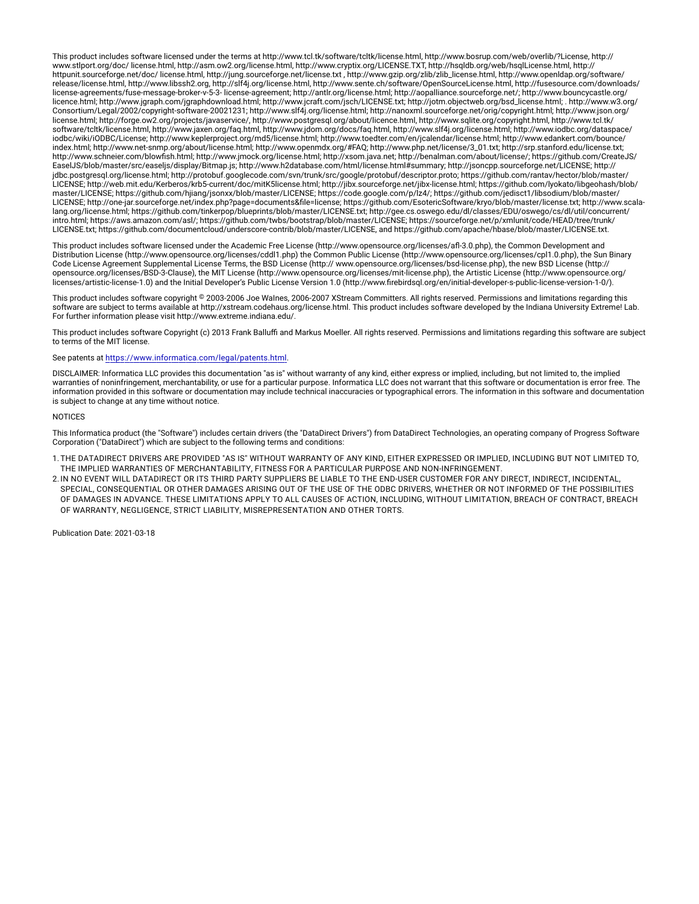This product includes software licensed under the terms at http://www.tcl.tk/software/tcltk/license.html, http://www.bosrup.com/web/overlib/?License, http://www.stlport.org/doc/ license.html, http://asm.ow2.org/license.html, http://www.cryptix.org/LICENSE.TXT, http://hsqldb.org/web/hsqlLicense.html, http://httpunit.sourceforge.net/doc/ license.html, http://jung.sourceforge.net/license.txt , http://www.gzip.org/zlib/zlib_license.html, http://www.openldap.org/software/release/license.html, http://www.libssh2.org, http://slf4j.org/license.html, http://www.sente.ch/software/OpenSourceLicense.html, http://fusesource.com/downloads/license-agreements/fuse-message-broker-v-5-3- license-agreement; http://antlr.org/license.html; http://aopalliance.sourceforge.net/; http://www.bouncycastle.org/licence.html; http://www.jgraph.com/jgraphdownload.html; http://www.jcraft.com/jsch/LICENSE.txt; http://jotm.objectweb.org/bsd_license.html; . http://www.w3.org/Consortium/Legal/2002/copyright-software-20021231; http://www.slf4j.org/license.html; http://nanoxml.sourceforge.net/orig/copyright.html; http://www.json.org/license.html; http://forge.ow2.org/projects/javaservice/, http://www.postgresql.org/about/licence.html, http://www.sqlite.org/copyright.html, http://www.tcl.tk/software/tcltk/license.html, http://www.jaxen.org/faq.html, http://www.jdom.org/docs/faq.html, http://www.slf4j.org/license.html; http://www.iodbc.org/dataspace/iodbc/wiki/iODBC/License; http://www.keplerproject.org/md5/license.html; http://www.toedter.com/en/jcalendar/license.html; http://www.edankert.com/bounce/index.html; http://www.net-snmp.org/about/license.html; http://www.openmdx.org/#FAQ; http://www.php.net/license/3_01.txt; http://srp.stanford.edu/license.txt; http://www.schneier.com/blowfish.html; http://www.jmock.org/license.html; http://xsom.java.net; http://benalman.com/about/license/; https://github.com/CreateJS/EaselJS/blob/master/src/easeljs/display/Bitmap.js; http://www.h2database.com/html/license.html#summary; http://jsoncpp.sourceforge.net/LICENSE; http://jdbc.postgresql.org/license.html; http://protobuf.googlecode.com/svn/trunk/src/google/protobuf/descriptor.proto; https://github.com/rantav/hector/blob/master/LICENSE; http://web.mit.edu/Kerberos/krb5-current/doc/mitK5license.html; http://jibx.sourceforge.net/jibx-license.html; https://github.com/lyokato/libgeohash/blob/master/LICENSE; https://github.com/hjiang/jsonxx/blob/master/LICENSE; https://code.google.com/p/lz4/; https://github.com/jedisct1/libsodium/blob/master/LICENSE; http://one-jar.sourceforge.net/index.php?page=documents&file=license; https://github.com/EsotericSoftware/kryo/blob/master/license.txt; http://www.scala-lang.org/license.html; https://github.com/tinkerpop/blueprints/blob/master/LICENSE.txt; http://gee.cs.oswego.edu/dl/classes/EDU/oswego/cs/dl/util/concurrent/intro.html; https://aws.amazon.com/asl/; https://github.com/twbs/bootstrap/blob/master/LICENSE; https://sourceforge.net/p/xmlunit/code/HEAD/tree/trunk/LICENSE.txt; https://github.com/documentcloud/underscore-contrib/blob/master/LICENSE, and https://github.com/apache/hbase/blob/master/LICENSE.txt.

This product includes software licensed under the Academic Free License (http://www.opensource.org/licenses/afl-3.0.php), the Common Development and Distribution License (http://www.opensource.org/licenses/cddl1.php) the Common Public License (http://www.opensource.org/licenses/cpl1.0.php), the Sun Binary Code License Agreement Supplemental License Terms, the BSD License (http:// www.opensource.org/licenses/bsd-license.php), the new BSD License (http://opensource.org/licenses/BSD-3-Clause), the MIT License (http://www.opensource.org/licenses/mit-license.php), the Artistic License (http://www.opensource.org/licenses/artistic-license-1.0) and the Initial Developer's Public License Version 1.0 (http://www.firebirdsql.org/en/initial-developer-s-public-license-version-1-0/).

This product includes software copyright © 2003-2006 Joe WaInes, 2006-2007 XStream Committers. All rights reserved. Permissions and limitations regarding this software are subject to terms available at http://xstream.codehaus.org/license.html. This product includes software developed by the Indiana University Extreme! Lab. For further information please visit http://www.extreme.indiana.edu/.

This product includes software Copyright (c) 2013 Frank Balluffi and Markus Moeller. All rights reserved. Permissions and limitations regarding this software are subject to terms of the MIT license.

See patents at https://www.informatica.com/legal/patents.html.

DISCLAIMER: Informatica LLC provides this documentation "as is" without warranty of any kind, either express or implied, including, but not limited to, the implied warranties of noninfringement, merchantability, or use for a particular purpose. Informatica LLC does not warrant that this software or documentation is error free. The information provided in this software or documentation may include technical inaccuracies or typographical errors. The information in this software and documentation is subject to change at any time without notice.

NOTICES

This Informatica product (the "Software") includes certain drivers (the "DataDirect Drivers") from DataDirect Technologies, an operating company of Progress Software Corporation ("DataDirect") which are subject to the following terms and conditions:

1. THE DATADIRECT DRIVERS ARE PROVIDED "AS IS" WITHOUT WARRANTY OF ANY KIND, EITHER EXPRESSED OR IMPLIED, INCLUDING BUT NOT LIMITED TO, THE IMPLIED WARRANTIES OF MERCHANTABILITY, FITNESS FOR A PARTICULAR PURPOSE AND NON-INFRINGEMENT.
2. IN NO EVENT WILL DATADIRECT OR ITS THIRD PARTY SUPPLIERS BE LIABLE TO THE END-USER CUSTOMER FOR ANY DIRECT, INDIRECT, INCIDENTAL, SPECIAL, CONSEQUENTIAL OR OTHER DAMAGES ARISING OUT OF THE USE OF THE ODBC DRIVERS, WHETHER OR NOT INFORMED OF THE POSSIBILITIES OF DAMAGES IN ADVANCE. THESE LIMITATIONS APPLY TO ALL CAUSES OF ACTION, INCLUDING, WITHOUT LIMITATION, BREACH OF CONTRACT, BREACH OF WARRANTY, NEGLIGENCE, STRICT LIABILITY, MISREPRESENTATION AND OTHER TORTS.

Publication Date: 2021-03-18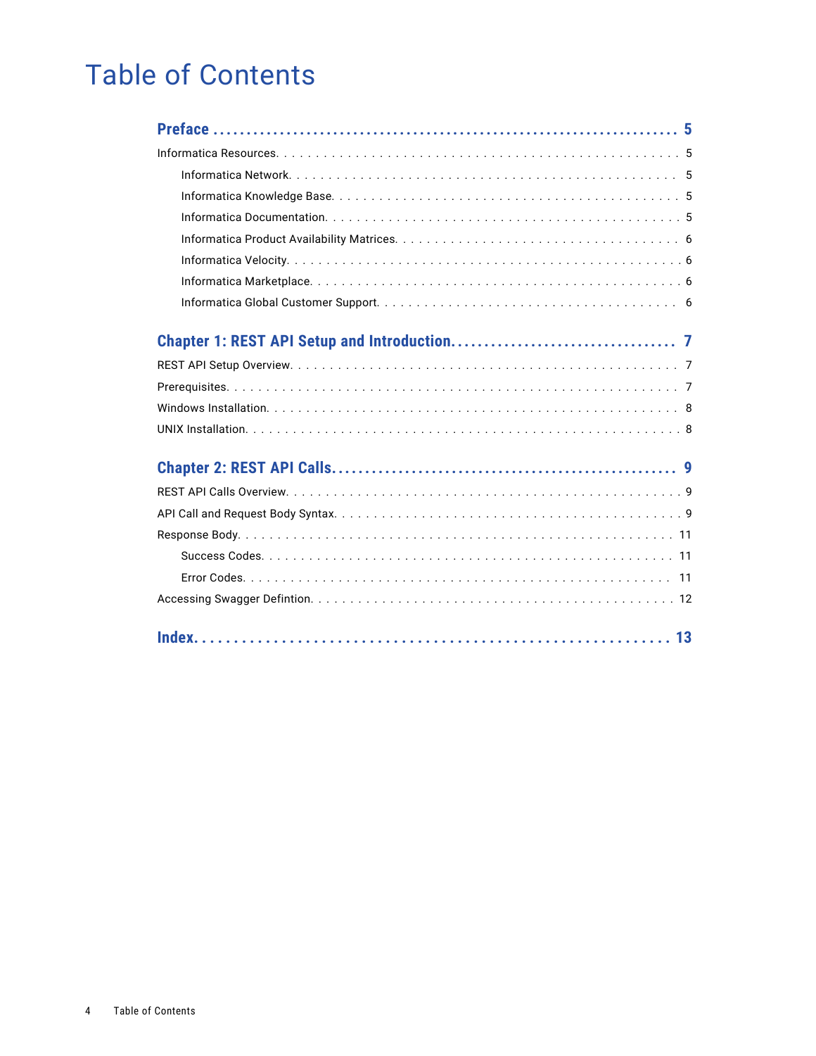# Table of Contents

**Preface . . . . . . . . . . . . . . . . . . . . . . . . . . . . . . . . . . . . . . . . . . . . . . . 5**

Informatica Resources. . . . . . . . . . . . . . . . . . . . . . . . . . . . . . . . . . . . . . . . . 5

- Informatica Network. . . . . . . . . . . . . . . . . . . . . . . . . . . . . . . . . . . . . . 5
- Informatica Knowledge Base. . . . . . . . . . . . . . . . . . . . . . . . . . . . . . . . . 5
- Informatica Documentation. . . . . . . . . . . . . . . . . . . . . . . . . . . . . . . . . 5
- Informatica Product Availability Matrices. . . . . . . . . . . . . . . . . . . . . . . . . 6
- Informatica Velocity. . . . . . . . . . . . . . . . . . . . . . . . . . . . . . . . . . . . . 6
- Informatica Marketplace. . . . . . . . . . . . . . . . . . . . . . . . . . . . . . . . . . . 6
- Informatica Global Customer Support. . . . . . . . . . . . . . . . . . . . . . . . . . . 6

**Chapter 1: REST API Setup and Introduction. . . . . . . . . . . . . . . . . . . . . . . 7**

REST API Setup Overview. . . . . . . . . . . . . . . . . . . . . . . . . . . . . . . . . . . . . 7

Prerequisites. . . . . . . . . . . . . . . . . . . . . . . . . . . . . . . . . . . . . . . . . . . . . 7

Windows Installation. . . . . . . . . . . . . . . . . . . . . . . . . . . . . . . . . . . . . . . . 8

UNIX Installation. . . . . . . . . . . . . . . . . . . . . . . . . . . . . . . . . . . . . . . . . . 8

**Chapter 2: REST API Calls. . . . . . . . . . . . . . . . . . . . . . . . . . . . . . . . . . . 9**

REST API Calls Overview. . . . . . . . . . . . . . . . . . . . . . . . . . . . . . . . . . . . . 9

API Call and Request Body Syntax. . . . . . . . . . . . . . . . . . . . . . . . . . . . . . . 9

Response Body. . . . . . . . . . . . . . . . . . . . . . . . . . . . . . . . . . . . . . . . . . . 11

- Success Codes. . . . . . . . . . . . . . . . . . . . . . . . . . . . . . . . . . . . . . . . . 11
- Error Codes. . . . . . . . . . . . . . . . . . . . . . . . . . . . . . . . . . . . . . . . . . . 11

Accessing Swagger Defintion. . . . . . . . . . . . . . . . . . . . . . . . . . . . . . . . . . 12

**Index. . . . . . . . . . . . . . . . . . . . . . . . . . . . . . . . . . . . . . . . . . . . . . . 13**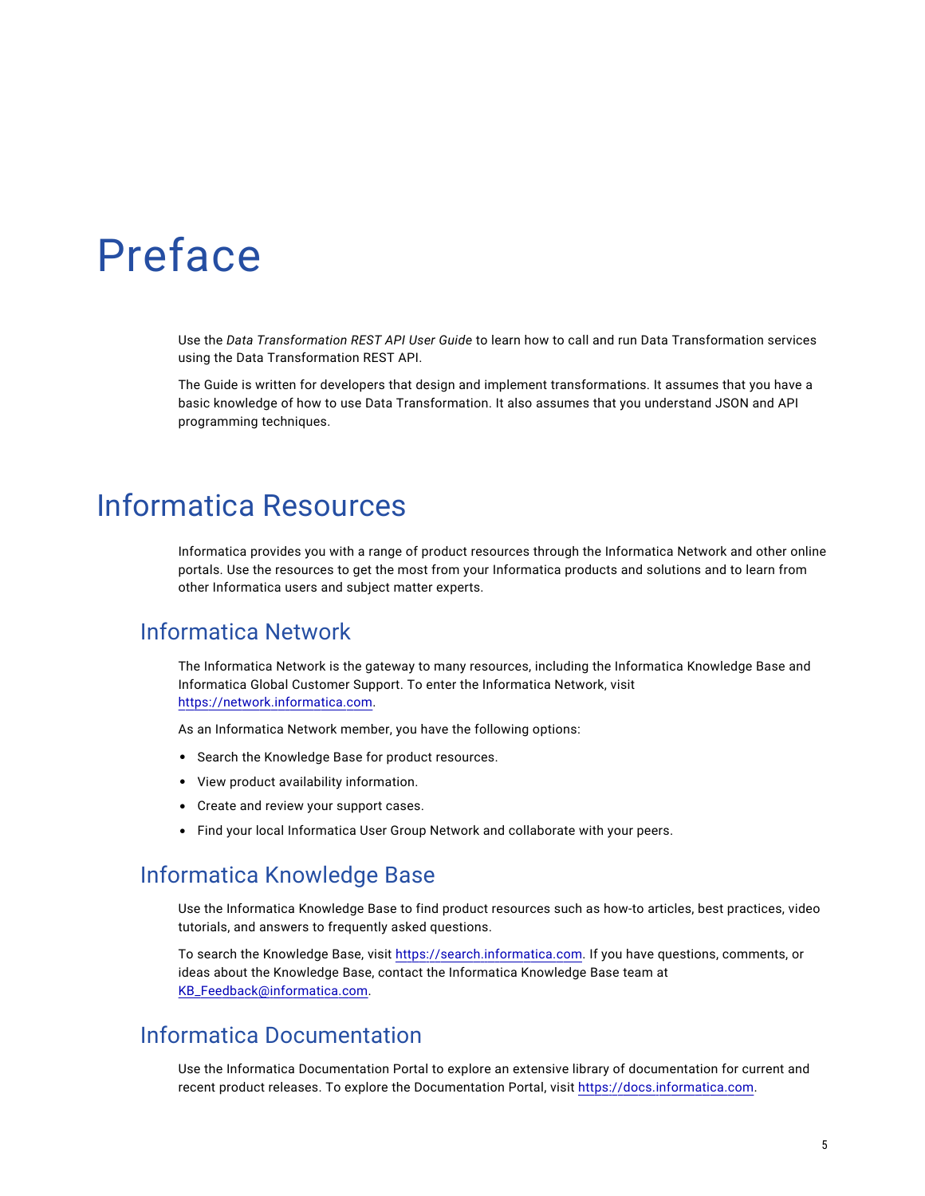# Preface

Use the *Data Transformation REST API User Guide* to learn how to call and run Data Transformation services using the Data Transformation REST API.

The Guide is written for developers that design and implement transformations. It assumes that you have a basic knowledge of how to use Data Transformation. It also assumes that you understand JSON and API programming techniques.

# Informatica Resources

Informatica provides you with a range of product resources through the Informatica Network and other online portals. Use the resources to get the most from your Informatica products and solutions and to learn from other Informatica users and subject matter experts.

## Informatica Network

The Informatica Network is the gateway to many resources, including the Informatica Knowledge Base and Informatica Global Customer Support. To enter the Informatica Network, visit https://network.informatica.com.

As an Informatica Network member, you have the following options:

- Search the Knowledge Base for product resources.
- View product availability information.
- Create and review your support cases.
- Find your local Informatica User Group Network and collaborate with your peers.

## Informatica Knowledge Base

Use the Informatica Knowledge Base to find product resources such as how-to articles, best practices, video tutorials, and answers to frequently asked questions.

To search the Knowledge Base, visit https://search.informatica.com. If you have questions, comments, or ideas about the Knowledge Base, contact the Informatica Knowledge Base team at KB_Feedback@informatica.com.

## Informatica Documentation

Use the Informatica Documentation Portal to explore an extensive library of documentation for current and recent product releases. To explore the Documentation Portal, visit https://docs.informatica.com.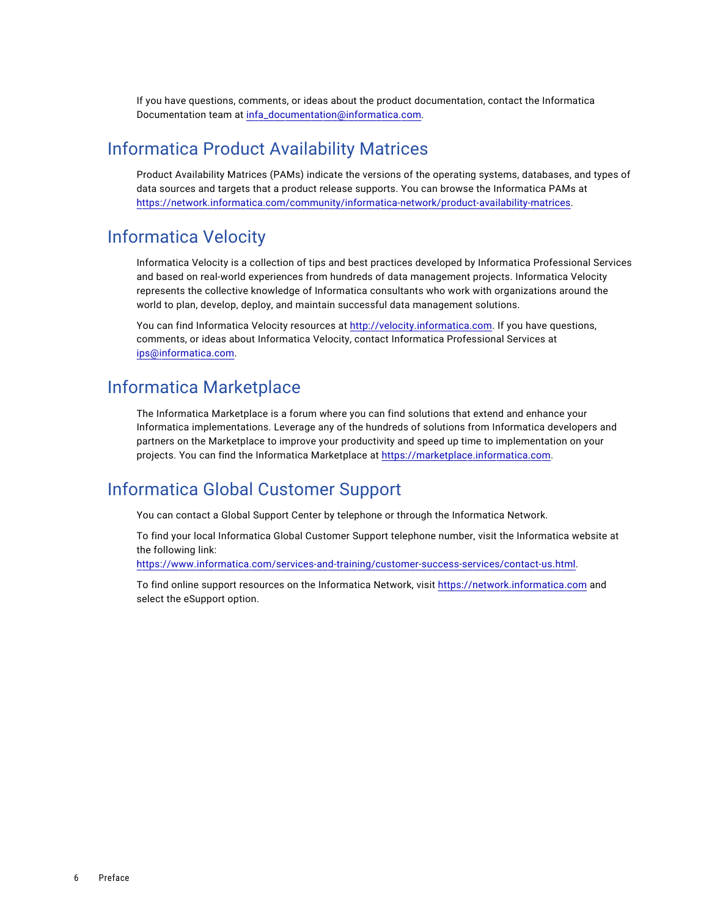If you have questions, comments, or ideas about the product documentation, contact the Informatica Documentation team at infa_documentation@informatica.com.

## Informatica Product Availability Matrices

Product Availability Matrices (PAMs) indicate the versions of the operating systems, databases, and types of data sources and targets that a product release supports. You can browse the Informatica PAMs at https://network.informatica.com/community/informatica-network/product-availability-matrices.

## Informatica Velocity

Informatica Velocity is a collection of tips and best practices developed by Informatica Professional Services and based on real-world experiences from hundreds of data management projects. Informatica Velocity represents the collective knowledge of Informatica consultants who work with organizations around the world to plan, develop, deploy, and maintain successful data management solutions.

You can find Informatica Velocity resources at http://velocity.informatica.com. If you have questions, comments, or ideas about Informatica Velocity, contact Informatica Professional Services at ips@informatica.com.

## Informatica Marketplace

The Informatica Marketplace is a forum where you can find solutions that extend and enhance your Informatica implementations. Leverage any of the hundreds of solutions from Informatica developers and partners on the Marketplace to improve your productivity and speed up time to implementation on your projects. You can find the Informatica Marketplace at https://marketplace.informatica.com.

## Informatica Global Customer Support

You can contact a Global Support Center by telephone or through the Informatica Network.

To find your local Informatica Global Customer Support telephone number, visit the Informatica website at the following link:
https://www.informatica.com/services-and-training/customer-success-services/contact-us.html.

To find online support resources on the Informatica Network, visit https://network.informatica.com and select the eSupport option.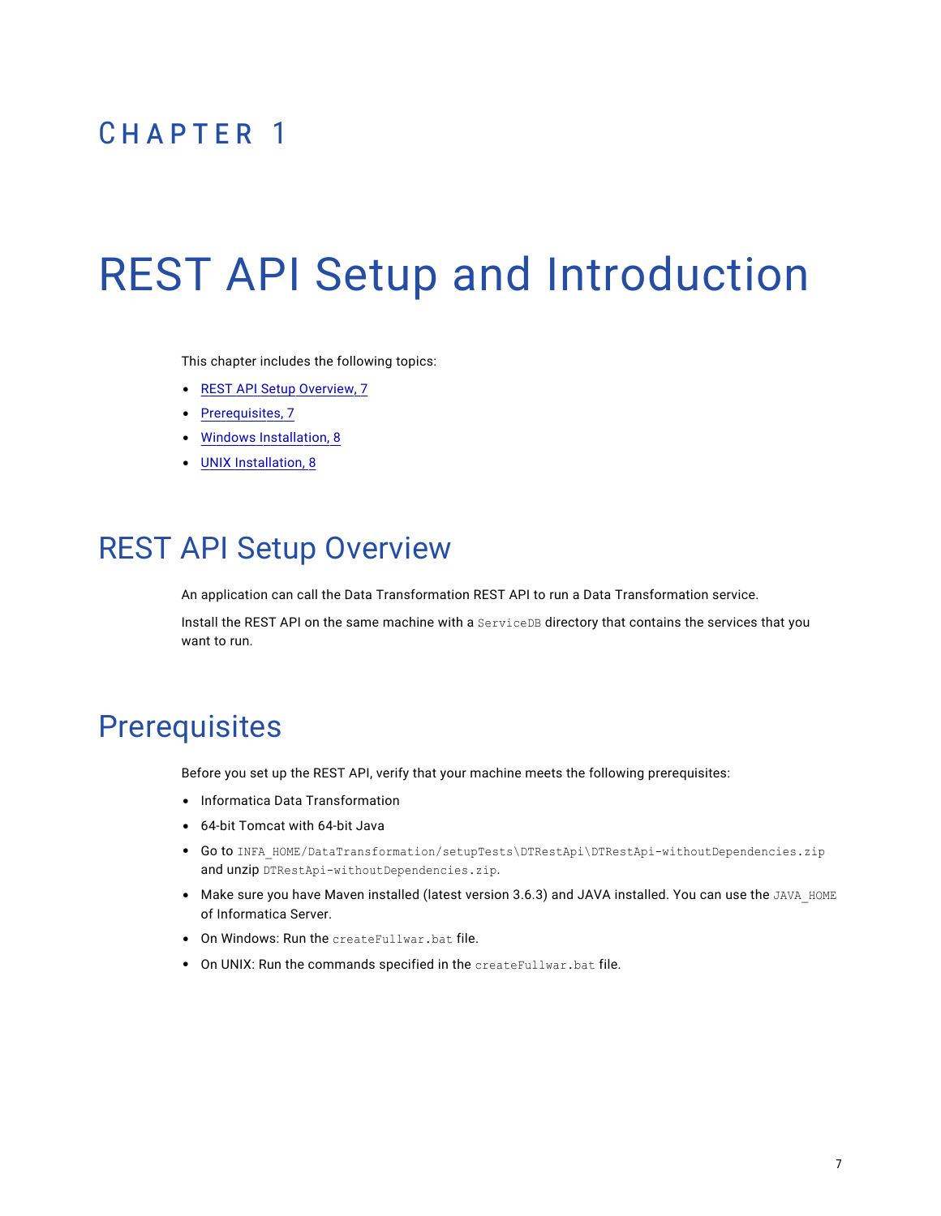# CHAPTER 1

# REST API Setup and Introduction

This chapter includes the following topics:

- REST API Setup Overview, 7
- Prerequisites, 7
- Windows Installation, 8
- UNIX Installation, 8

## REST API Setup Overview

An application can call the Data Transformation REST API to run a Data Transformation service.

Install the REST API on the same machine with a `ServiceDB` directory that contains the services that you want to run.

## Prerequisites

Before you set up the REST API, verify that your machine meets the following prerequisites:

- Informatica Data Transformation
- 64-bit Tomcat with 64-bit Java
- Go to `INFA_HOME/DataTransformation/setupTests\DTRestApi\DTRestApi-withoutDependencies.zip` and unzip `DTRestApi-withoutDependencies.zip`.
- Make sure you have Maven installed (latest version 3.6.3) and JAVA installed. You can use the `JAVA_HOME` of Informatica Server.
- On Windows: Run the `createFullwar.bat` file.
- On UNIX: Run the commands specified in the `createFullwar.bat` file.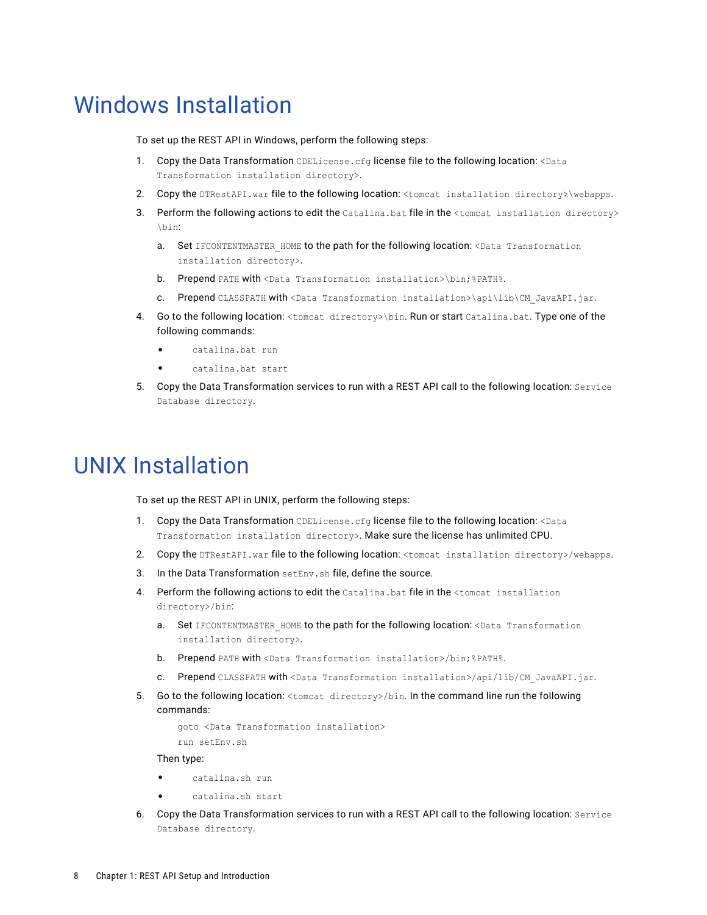# Windows Installation

To set up the REST API in Windows, perform the following steps:

1. Copy the Data Transformation `CDELicense.cfg` license file to the following location: `<Data Transformation installation directory>`.
2. Copy the `DTRestAPI.war` file to the following location: `<tomcat installation directory>\webapps`.
3. Perform the following actions to edit the `Catalina.bat` file in the `<tomcat installation directory>\bin`:
   a. Set `IFCONTENTMASTER_HOME` to the path for the following location: `<Data Transformation installation directory>`.
   b. Prepend `PATH` with `<Data Transformation installation>\bin;%PATH%`.
   c. Prepend `CLASSPATH` with `<Data Transformation installation>\api\lib\CM_JavaAPI.jar`.
4. Go to the following location: `<tomcat directory>\bin`. Run or start `Catalina.bat`. Type one of the following commands:
   - `catalina.bat run`
   - `catalina.bat start`
5. Copy the Data Transformation services to run with a REST API call to the following location: `Service Database directory`.

# UNIX Installation

To set up the REST API in UNIX, perform the following steps:

1. Copy the Data Transformation `CDELicense.cfg` license file to the following location: `<Data Transformation installation directory>`. Make sure the license has unlimited CPU.
2. Copy the `DTRestAPI.war` file to the following location: `<tomcat installation directory>/webapps`.
3. In the Data Transformation `setEnv.sh` file, define the source.
4. Perform the following actions to edit the `Catalina.bat` file in the `<tomcat installation directory>/bin`:
   a. Set `IFCONTENTMASTER_HOME` to the path for the following location: `<Data Transformation installation directory>`.
   b. Prepend `PATH` with `<Data Transformation installation>/bin;%PATH%`.
   c. Prepend `CLASSPATH` with `<Data Transformation installation>/api/lib/CM_JavaAPI.jar`.
5. Go to the following location: `<tomcat directory>/bin`. In the command line run the following commands:

   ```
   goto <Data Transformation installation>
   run setEnv.sh
   ```

   Then type:
   - `catalina.sh run`
   - `catalina.sh start`
6. Copy the Data Transformation services to run with a REST API call to the following location: `Service Database directory`.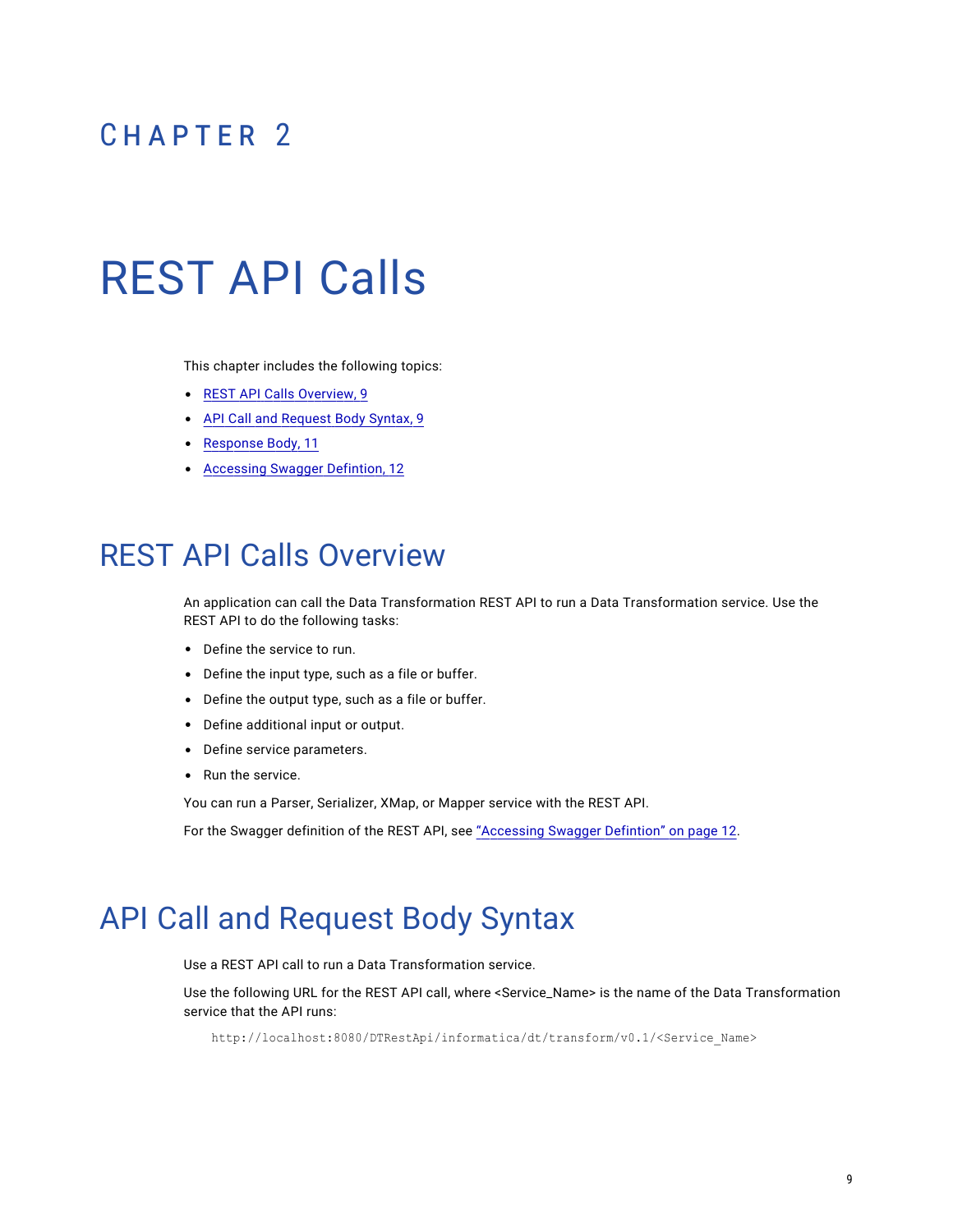# CHAPTER 2

# REST API Calls

This chapter includes the following topics:

- REST API Calls Overview, 9
- API Call and Request Body Syntax, 9
- Response Body, 11
- Accessing Swagger Defintion, 12

## REST API Calls Overview

An application can call the Data Transformation REST API to run a Data Transformation service. Use the REST API to do the following tasks:

- Define the service to run.
- Define the input type, such as a file or buffer.
- Define the output type, such as a file or buffer.
- Define additional input or output.
- Define service parameters.
- Run the service.

You can run a Parser, Serializer, XMap, or Mapper service with the REST API.

For the Swagger definition of the REST API, see "Accessing Swagger Defintion" on page 12.

## API Call and Request Body Syntax

Use a REST API call to run a Data Transformation service.

Use the following URL for the REST API call, where <Service_Name> is the name of the Data Transformation service that the API runs:

```
http://localhost:8080/DTRestApi/informatica/dt/transform/v0.1/<Service_Name>
```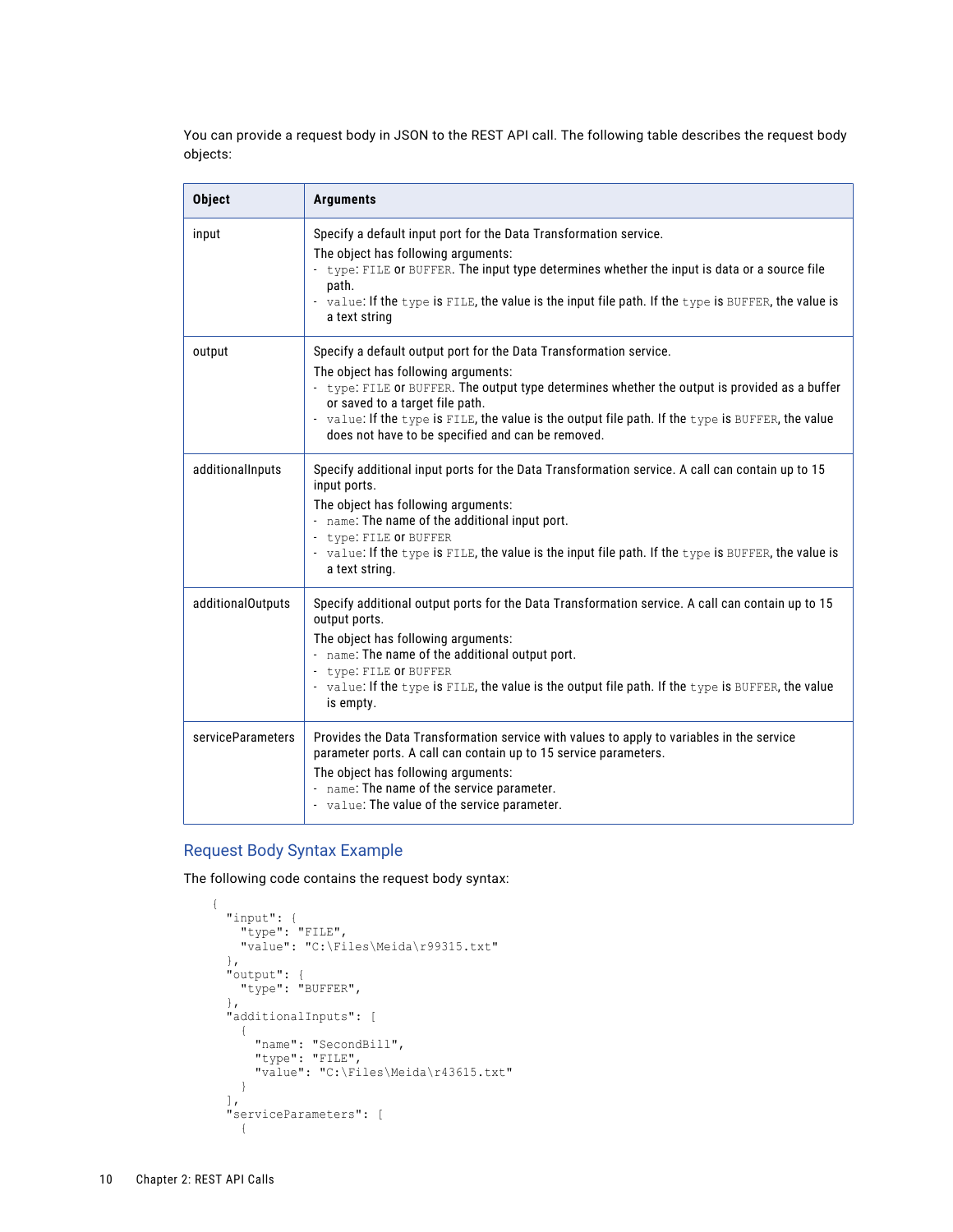You can provide a request body in JSON to the REST API call. The following table describes the request body objects:

| Object | Arguments |
| --- | --- |
| input | Specify a default input port for the Data Transformation service.<br>The object has following arguments:<br>- `type`: `FILE` or `BUFFER`. The input type determines whether the input is data or a source file path.<br>- `value`: If the `type` is `FILE`, the value is the input file path. If the `type` is `BUFFER`, the value is a text string |
| output | Specify a default output port for the Data Transformation service.<br>The object has following arguments:<br>- `type`: `FILE` or `BUFFER`. The output type determines whether the output is provided as a buffer or saved to a target file path.<br>- `value`: If the `type` is `FILE`, the value is the output file path. If the `type` is `BUFFER`, the value does not have to be specified and can be removed. |
| additionalInputs | Specify additional input ports for the Data Transformation service. A call can contain up to 15 input ports.<br>The object has following arguments:<br>- `name`: The name of the additional input port.<br>- `type`: `FILE` or `BUFFER`<br>- `value`: If the `type` is `FILE`, the value is the input file path. If the `type` is `BUFFER`, the value is a text string. |
| additionalOutputs | Specify additional output ports for the Data Transformation service. A call can contain up to 15 output ports.<br>The object has following arguments:<br>- `name`: The name of the additional output port.<br>- `type`: `FILE` or `BUFFER`<br>- `value`: If the `type` is `FILE`, the value is the output file path. If the `type` is `BUFFER`, the value is empty. |
| serviceParameters | Provides the Data Transformation service with values to apply to variables in the service parameter ports. A call can contain up to 15 service parameters.<br>The object has following arguments:<br>- `name`: The name of the service parameter.<br>- `value`: The value of the service parameter. |

## Request Body Syntax Example

The following code contains the request body syntax:

```
{
  "input": {
    "type": "FILE",
    "value": "C:\Files\Meida\r99315.txt"
  },
  "output": {
    "type": "BUFFER",
  },
  "additionalInputs": [
    {
      "name": "SecondBill",
      "type": "FILE",
      "value": "C:\Files\Meida\r43615.txt"
    }
  ],
  "serviceParameters": [
    {
```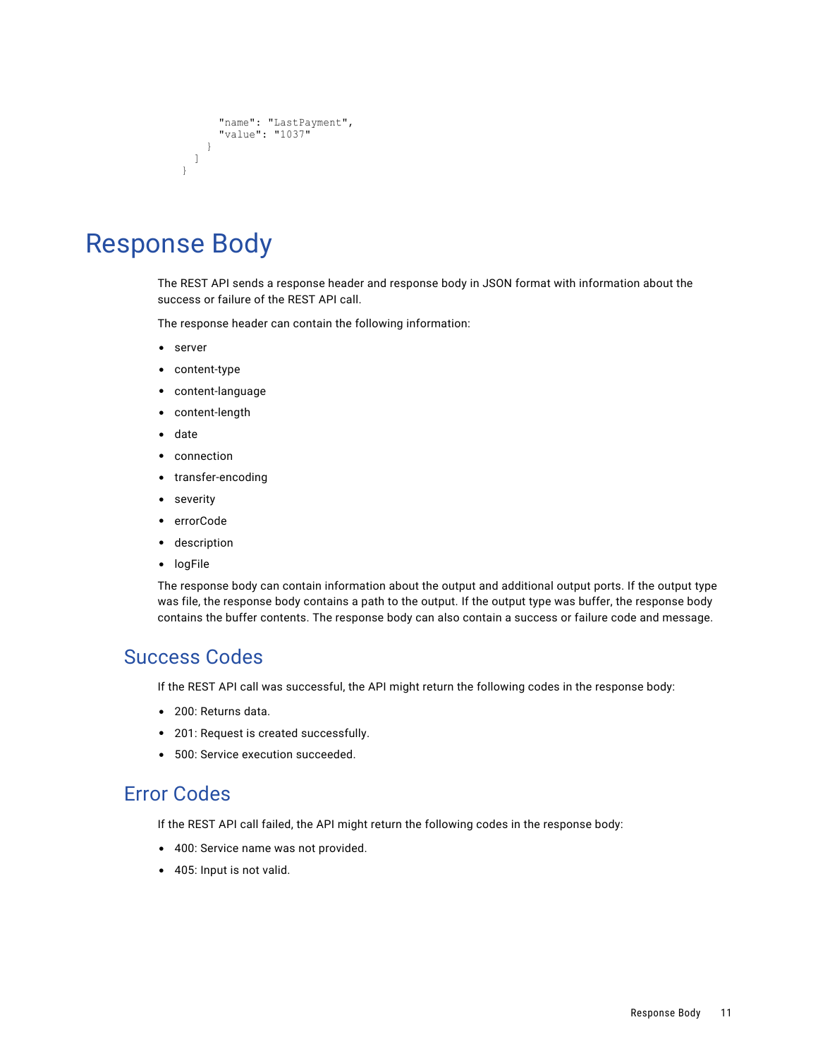```
        "name": "LastPayment",
        "value": "1037"
      }
    ]
  }
```

# Response Body

The REST API sends a response header and response body in JSON format with information about the success or failure of the REST API call.

The response header can contain the following information:

- server
- content-type
- content-language
- content-length
- date
- connection
- transfer-encoding
- severity
- errorCode
- description
- logFile

The response body can contain information about the output and additional output ports. If the output type was file, the response body contains a path to the output. If the output type was buffer, the response body contains the buffer contents. The response body can also contain a success or failure code and message.

## Success Codes

If the REST API call was successful, the API might return the following codes in the response body:

- 200: Returns data.
- 201: Request is created successfully.
- 500: Service execution succeeded.

## Error Codes

If the REST API call failed, the API might return the following codes in the response body:

- 400: Service name was not provided.
- 405: Input is not valid.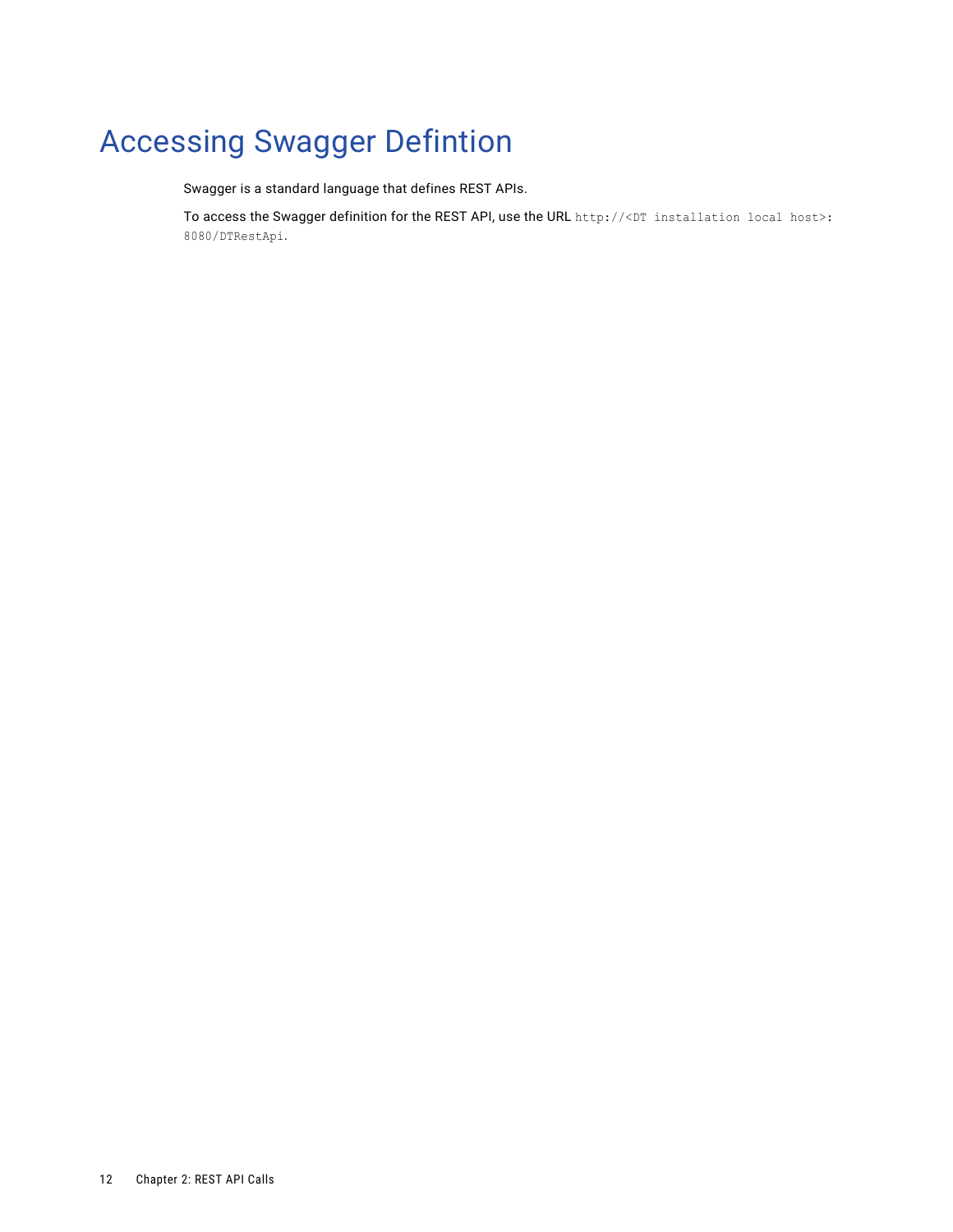# Accessing Swagger Defintion

Swagger is a standard language that defines REST APIs.

To access the Swagger definition for the REST API, use the URL `http://<DT installation local host>:8080/DTRestApi`.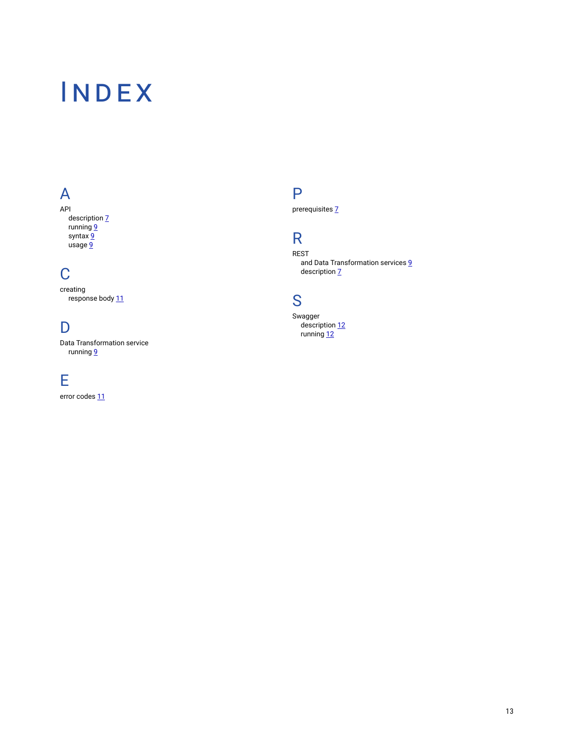# INDEX

## A

API
- description 7
- running 9
- syntax 9
- usage 9

## C

creating
- response body 11

## D

Data Transformation service
- running 9

## E

error codes 11

## P

prerequisites 7

## R

REST
- and Data Transformation services 9
- description 7

## S

Swagger
- description 12
- running 12